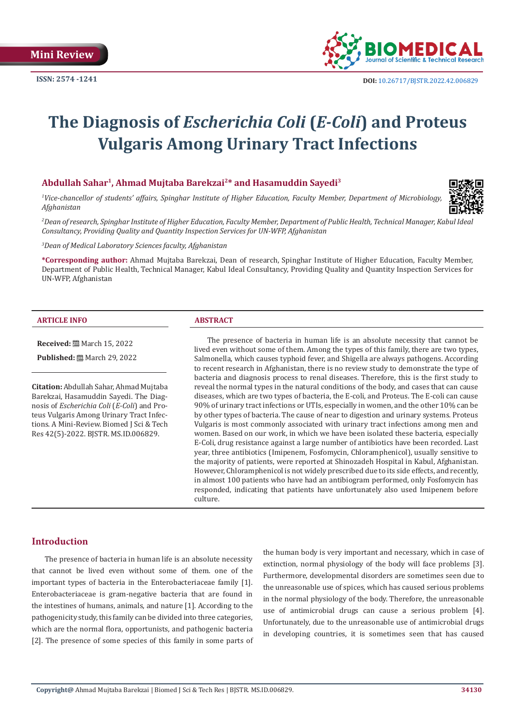Mini Review

ISSN: 2574 -1241

DOI: 10.26717/BJSTR.2022.42.006829

# The Diagnosis of *Escherichia Coli* (*E-Coli*) and Proteus Vulgaris Among Urinary Tract Infections

**Abdullah Sahar[1], Ahmad Mujtaba Barekzai[2]\* and Hasamuddin Sayedi[3]**

[1]*Vice-chancellor of students' affairs, Spinghar Institute of Higher Education, Faculty Member, Department of Microbiology, Afghanistan*

[2]*Dean of research, Spinghar Institute of Higher Education, Faculty Member, Department of Public Health, Technical Manager, Kabul Ideal Consultancy, Providing Quality and Quantity Inspection Services for UN-WFP, Afghanistan*

[3]*Dean of Medical Laboratory Sciences faculty, Afghanistan*

**\*Corresponding author:** Ahmad Mujtaba Barekzai, Dean of research, Spinghar Institute of Higher Education, Faculty Member, Department of Public Health, Technical Manager, Kabul Ideal Consultancy, Providing Quality and Quantity Inspection Services for UN-WFP, Afghanistan

## ARTICLE INFO

**Received:** March 15, 2022

**Published:** March 29, 2022

**Citation:** Abdullah Sahar, Ahmad Mujtaba Barekzai, Hasamuddin Sayedi. The Diagnosis of *Escherichia Coli* (*E-Coli*) and Proteus Vulgaris Among Urinary Tract Infections. A Mini-Review. Biomed J Sci & Tech Res 42(5)-2022. BJSTR. MS.ID.006829.

## ABSTRACT

The presence of bacteria in human life is an absolute necessity that cannot be lived even without some of them. Among the types of this family, there are two types, Salmonella, which causes typhoid fever, and Shigella are always pathogens. According to recent research in Afghanistan, there is no review study to demonstrate the type of bacteria and diagnosis process to renal diseases. Therefore, this is the first study to reveal the normal types in the natural conditions of the body, and cases that can cause diseases, which are two types of bacteria, the E-coli, and Proteus. The E-coli can cause 90% of urinary tract infections or UTIs, especially in women, and the other 10% can be by other types of bacteria. The cause of near to digestion and urinary systems. Proteus Vulgaris is most commonly associated with urinary tract infections among men and women. Based on our work, in which we have been isolated these bacteria, especially E-Coli, drug resistance against a large number of antibiotics have been recorded. Last year, three antibiotics (Imipenem, Fosfomycin, Chloramphenicol), usually sensitive to the majority of patients, were reported at Shinozadeh Hospital in Kabul, Afghanistan. However, Chloramphenicol is not widely prescribed due to its side effects, and recently, in almost 100 patients who have had an antibiogram performed, only Fosfomycin has responded, indicating that patients have unfortunately also used Imipenem before culture.

## Introduction

The presence of bacteria in human life is an absolute necessity that cannot be lived even without some of them. one of the important types of bacteria in the Enterobacteriaceae family [1]. Enterobacteriaceae is gram-negative bacteria that are found in the intestines of humans, animals, and nature [1]. According to the pathogenicity study, this family can be divided into three categories, which are the normal flora, opportunists, and pathogenic bacteria [2]. The presence of some species of this family in some parts of the human body is very important and necessary, which in case of extinction, normal physiology of the body will face problems [3]. Furthermore, developmental disorders are sometimes seen due to the unreasonable use of spices, which has caused serious problems in the normal physiology of the body. Therefore, the unreasonable use of antimicrobial drugs can cause a serious problem [4]. Unfortunately, due to the unreasonable use of antimicrobial drugs in developing countries, it is sometimes seen that has caused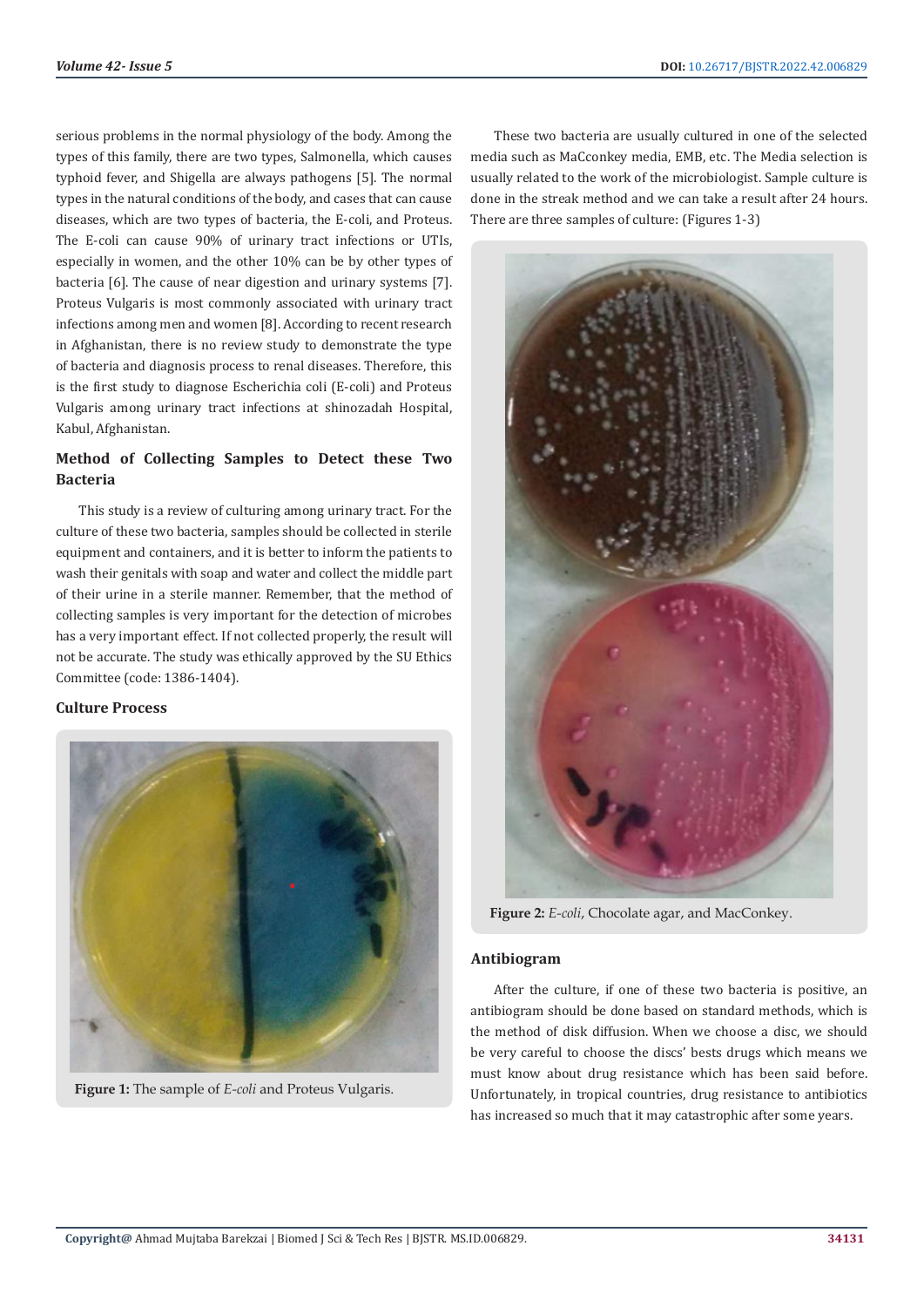serious problems in the normal physiology of the body. Among the types of this family, there are two types, Salmonella, which causes typhoid fever, and Shigella are always pathogens [5]. The normal types in the natural conditions of the body, and cases that can cause diseases, which are two types of bacteria, the E-coli, and Proteus. The E-coli can cause 90% of urinary tract infections or UTIs, especially in women, and the other 10% can be by other types of bacteria [6]. The cause of near digestion and urinary systems [7]. Proteus Vulgaris is most commonly associated with urinary tract infections among men and women [8]. According to recent research in Afghanistan, there is no review study to demonstrate the type of bacteria and diagnosis process to renal diseases. Therefore, this is the first study to diagnose Escherichia coli (E-coli) and Proteus Vulgaris among urinary tract infections at shinozadah Hospital, Kabul, Afghanistan.

## Method of Collecting Samples to Detect these Two Bacteria

This study is a review of culturing among urinary tract. For the culture of these two bacteria, samples should be collected in sterile equipment and containers, and it is better to inform the patients to wash their genitals with soap and water and collect the middle part of their urine in a sterile manner. Remember, that the method of collecting samples is very important for the detection of microbes has a very important effect. If not collected properly, the result will not be accurate. The study was ethically approved by the SU Ethics Committee (code: 1386-1404).

## Culture Process

**Figure 1:** The sample of *E-coli* and Proteus Vulgaris.

These two bacteria are usually cultured in one of the selected media such as MaCconkey media, EMB, etc. The Media selection is usually related to the work of the microbiologist. Sample culture is done in the streak method and we can take a result after 24 hours. There are three samples of culture: (Figures 1-3)

**Figure 2:** *E-coli*, Chocolate agar, and MacConkey.

## Antibiogram

After the culture, if one of these two bacteria is positive, an antibiogram should be done based on standard methods, which is the method of disk diffusion. When we choose a disc, we should be very careful to choose the discs' bests drugs which means we must know about drug resistance which has been said before. Unfortunately, in tropical countries, drug resistance to antibiotics has increased so much that it may catastrophic after some years.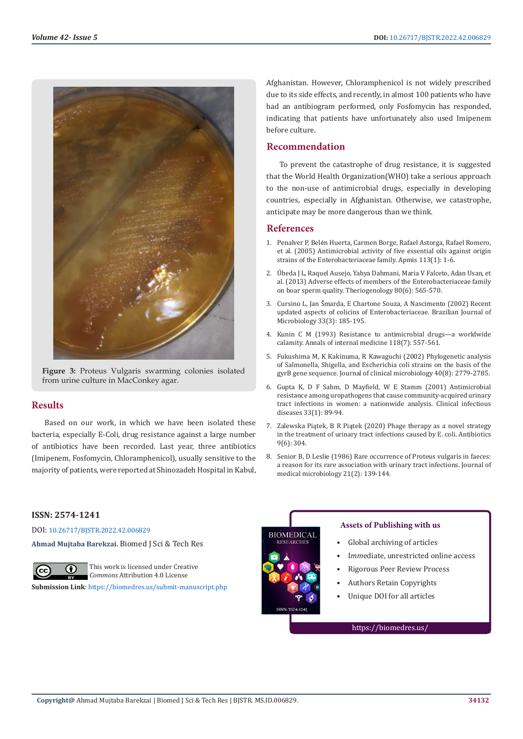Figure 3: Proteus Vulgaris swarming colonies isolated from urine culture in MacConkey agar.

## Results

Based on our work, in which we have been isolated these bacteria, especially E-Coli, drug resistance against a large number of antibiotics have been recorded. Last year, three antibiotics (Imipenem, Fosfomycin, Chloramphenicol), usually sensitive to the majority of patients, were reported at Shinozadeh Hospital in Kabul, Afghanistan. However, Chloramphenicol is not widely prescribed due to its side effects, and recently, in almost 100 patients who have had an antibiogram performed, only Fosfomycin has responded, indicating that patients have unfortunately also used Imipenem before culture.

## Recommendation

To prevent the catastrophe of drug resistance, it is suggested that the World Health Organization(WHO) take a serious approach to the non-use of antimicrobial drugs, especially in developing countries, especially in Afghanistan. Otherwise, we catastrophe, anticipate may be more dangerous than we think.

## References

1. Penalver P, Belén Huerta, Carmen Borge, Rafael Astorga, Rafael Romero, et al. (2005) Antimicrobial activity of five essential oils against origin strains of the Enterobacteriaceae family. Apmis 113(1): 1-6.
2. Úbeda J L, Raquel Ausejo, Yahya Dahmani, Maria V Falceto, Adan Usan, et al. (2013) Adverse effects of members of the Enterobacteriaceae family on boar sperm quality. Theriogenology 80(6): 565-570.
3. Cursino L, Jan Šmarda, E Chartone Souza, A Nascimento (2002) Recent updated aspects of colicins of Enterobacteriaceae. Brazilian Journal of Microbiology 33(3): 185-195.
4. Kunin C M (1993) Resistance to antimicrobial drugs—a worldwide calamity. Annals of internal medicine 118(7): 557-561.
5. Fukushima M, K Kakinuma, R Kawaguchi (2002) Phylogenetic analysis of Salmonella, Shigella, and Escherichia coli strains on the basis of the gyrB gene sequence. Journal of clinical microbiology 40(8): 2779-2785.
6. Gupta K, D F Sahm, D Mayfield, W E Stamm (2001) Antimicrobial resistance among uropathogens that cause community-acquired urinary tract infections in women: a nationwide analysis. Clinical infectious diseases 33(1): 89-94.
7. Zalewska Piątek, B R Piątek (2020) Phage therapy as a novel strategy in the treatment of urinary tract infections caused by E. coli. Antibiotics 9(6): 304.
8. Senior B, D Leslie (1986) Rare occurrence of Proteus vulgaris in faeces: a reason for its rare association with urinary tract infections. Journal of medical microbiology 21(2): 139-144.

**ISSN: 2574-1241**

DOI: 10.26717/BJSTR.2022.42.006829

**Ahmad Mujtaba Barekzai.** Biomed J Sci & Tech Res

This work is licensed under Creative *Commons* Attribution 4.0 License

**Submission Link**: https://biomedres.us/submit-manuscript.php

**Assets of Publishing with us**

- Global archiving of articles
- Immediate, unrestricted online access
- Rigorous Peer Review Process
- Authors Retain Copyrights
- Unique DOI for all articles

https://biomedres.us/